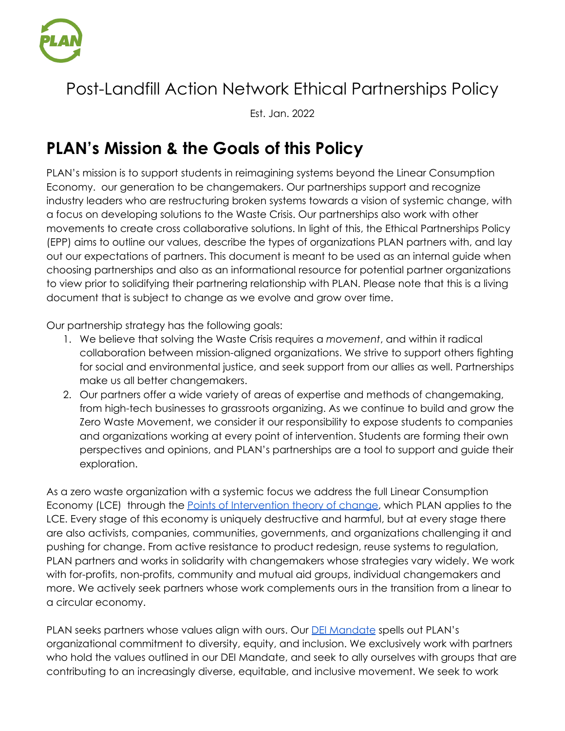# Post-Landfill Action Network Ethical Partnerships Policy

Est. Jan. 2022

## PLAN's Mission & the Goals of this Policy

PLAN's mission is to support students in reimagining systems beyond the Linear Consumption Economy.  our generation to be changemakers. Our partnerships support and recognize industry leaders who are restructuring broken systems towards a vision of systemic change, with a focus on developing solutions to the Waste Crisis. Our partnerships also work with other movements to create cross collaborative solutions. In light of this, the Ethical Partnerships Policy (EPP) aims to outline our values, describe the types of organizations PLAN partners with, and lay out our expectations of partners. This document is meant to be used as an internal guide when choosing partnerships and also as an informational resource for potential partner organizations to view prior to solidifying their partnering relationship with PLAN. Please note that this is a living document that is subject to change as we evolve and grow over time.

Our partnership strategy has the following goals:

1. We believe that solving the Waste Crisis requires a *movement*, and within it radical collaboration between mission-aligned organizations. We strive to support others fighting for social and environmental justice, and seek support from our allies as well. Partnerships make us all better changemakers.
2. Our partners offer a wide variety of areas of expertise and methods of changemaking, from high-tech businesses to grassroots organizing. As we continue to build and grow the Zero Waste Movement, we consider it our responsibility to expose students to companies and organizations working at every point of intervention. Students are forming their own perspectives and opinions, and PLAN's partnerships are a tool to support and guide their exploration.

As a zero waste organization with a systemic focus we address the full Linear Consumption Economy (LCE) through the Points of Intervention theory of change, which PLAN applies to the LCE. Every stage of this economy is uniquely destructive and harmful, but at every stage there are also activists, companies, communities, governments, and organizations challenging it and pushing for change. From active resistance to product redesign, reuse systems to regulation, PLAN partners and works in solidarity with changemakers whose strategies vary widely. We work with for-profits, non-profits, community and mutual aid groups, individual changemakers and more. We actively seek partners whose work complements ours in the transition from a linear to a circular economy.

PLAN seeks partners whose values align with ours. Our DEI Mandate spells out PLAN's organizational commitment to diversity, equity, and inclusion. We exclusively work with partners who hold the values outlined in our DEI Mandate, and seek to ally ourselves with groups that are contributing to an increasingly diverse, equitable, and inclusive movement. We seek to work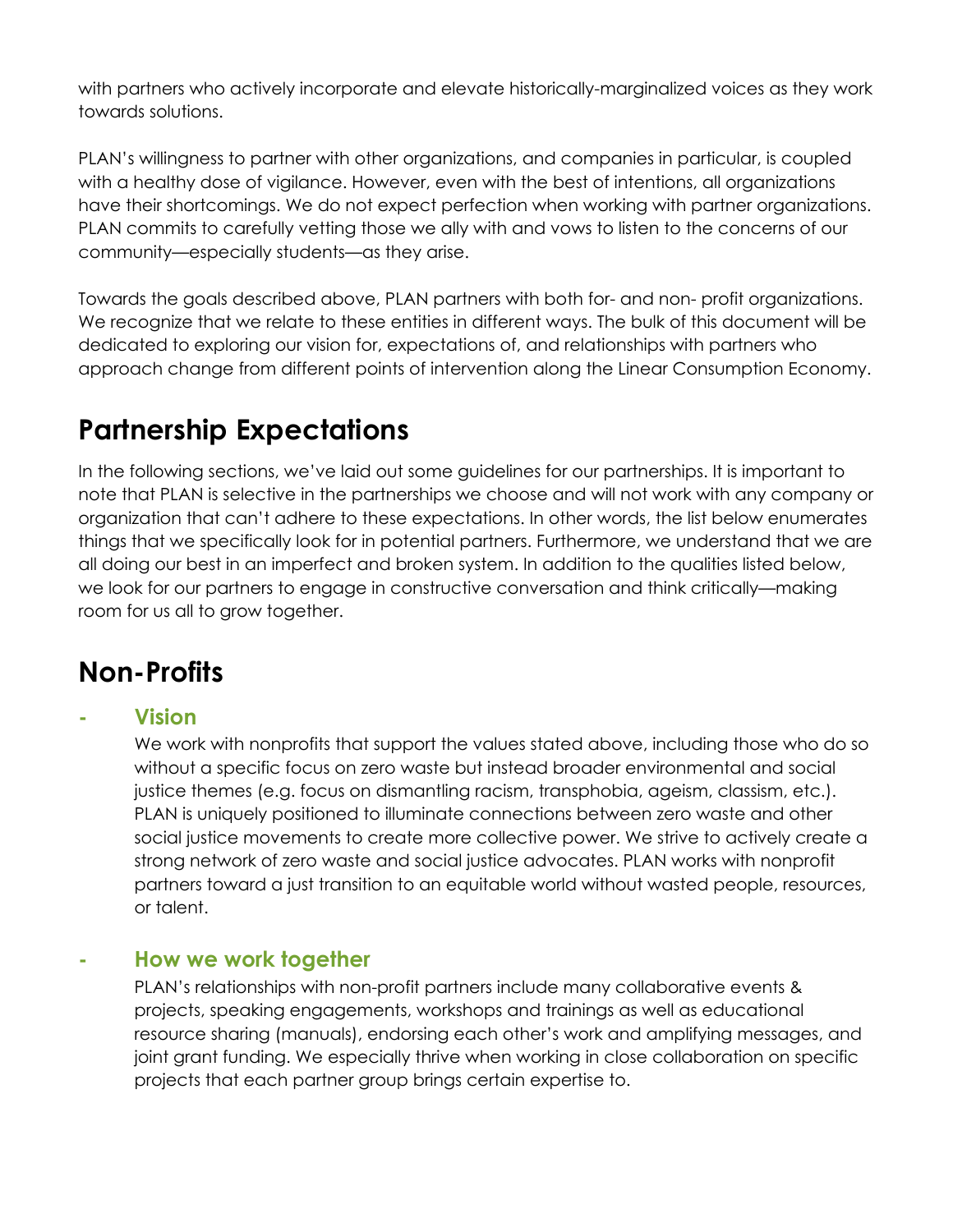with partners who actively incorporate and elevate historically-marginalized voices as they work towards solutions.

PLAN's willingness to partner with other organizations, and companies in particular, is coupled with a healthy dose of vigilance. However, even with the best of intentions, all organizations have their shortcomings. We do not expect perfection when working with partner organizations. PLAN commits to carefully vetting those we ally with and vows to listen to the concerns of our community—especially students—as they arise.

Towards the goals described above, PLAN partners with both for- and non- profit organizations. We recognize that we relate to these entities in different ways. The bulk of this document will be dedicated to exploring our vision for, expectations of, and relationships with partners who approach change from different points of intervention along the Linear Consumption Economy.

# Partnership Expectations

In the following sections, we've laid out some guidelines for our partnerships. It is important to note that PLAN is selective in the partnerships we choose and will not work with any company or organization that can't adhere to these expectations. In other words, the list below enumerates things that we specifically look for in potential partners. Furthermore, we understand that we are all doing our best in an imperfect and broken system. In addition to the qualities listed below, we look for our partners to engage in constructive conversation and think critically—making room for us all to grow together.

# Non-Profits

- **Vision**

  We work with nonprofits that support the values stated above, including those who do so without a specific focus on zero waste but instead broader environmental and social justice themes (e.g. focus on dismantling racism, transphobia, ageism, classism, etc.). PLAN is uniquely positioned to illuminate connections between zero waste and other social justice movements to create more collective power. We strive to actively create a strong network of zero waste and social justice advocates. PLAN works with nonprofit partners toward a just transition to an equitable world without wasted people, resources, or talent.

- **How we work together**

  PLAN's relationships with non-profit partners include many collaborative events & projects, speaking engagements, workshops and trainings as well as educational resource sharing (manuals), endorsing each other's work and amplifying messages, and joint grant funding. We especially thrive when working in close collaboration on specific projects that each partner group brings certain expertise to.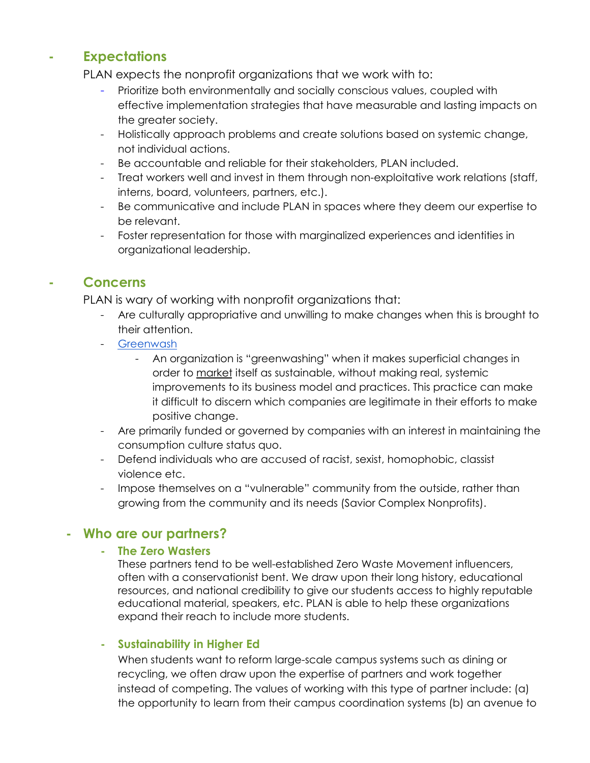## Expectations

PLAN expects the nonprofit organizations that we work with to:

- Prioritize both environmentally and socially conscious values, coupled with effective implementation strategies that have measurable and lasting impacts on the greater society.
- Holistically approach problems and create solutions based on systemic change, not individual actions.
- Be accountable and reliable for their stakeholders, PLAN included.
- Treat workers well and invest in them through non-exploitative work relations (staff, interns, board, volunteers, partners, etc.).
- Be communicative and include PLAN in spaces where they deem our expertise to be relevant.
- Foster representation for those with marginalized experiences and identities in organizational leadership.

## Concerns

PLAN is wary of working with nonprofit organizations that:

- Are culturally appropriative and unwilling to make changes when this is brought to their attention.
- Greenwash
    - An organization is "greenwashing" when it makes superficial changes in order to market itself as sustainable, without making real, systemic improvements to its business model and practices. This practice can make it difficult to discern which companies are legitimate in their efforts to make positive change.
- Are primarily funded or governed by companies with an interest in maintaining the consumption culture status quo.
- Defend individuals who are accused of racist, sexist, homophobic, classist violence etc.
- Impose themselves on a "vulnerable" community from the outside, rather than growing from the community and its needs (Savior Complex Nonprofits).

## Who are our partners?

### The Zero Wasters

These partners tend to be well-established Zero Waste Movement influencers, often with a conservationist bent. We draw upon their long history, educational resources, and national credibility to give our students access to highly reputable educational material, speakers, etc. PLAN is able to help these organizations expand their reach to include more students.

### Sustainability in Higher Ed

When students want to reform large-scale campus systems such as dining or recycling, we often draw upon the expertise of partners and work together instead of competing. The values of working with this type of partner include: (a) the opportunity to learn from their campus coordination systems (b) an avenue to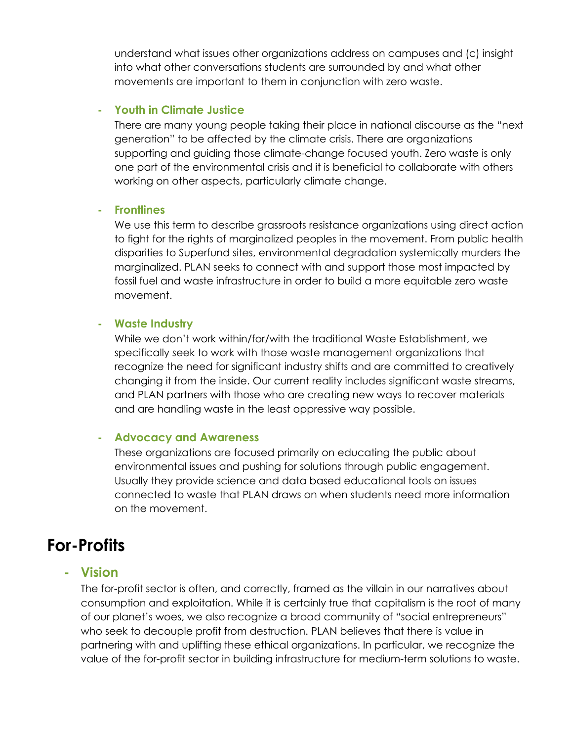understand what issues other organizations address on campuses and (c) insight into what other conversations students are surrounded by and what other movements are important to them in conjunction with zero waste.

- **Youth in Climate Justice**
  There are many young people taking their place in national discourse as the "next generation" to be affected by the climate crisis. There are organizations supporting and guiding those climate-change focused youth. Zero waste is only one part of the environmental crisis and it is beneficial to collaborate with others working on other aspects, particularly climate change.

- **Frontlines**
  We use this term to describe grassroots resistance organizations using direct action to fight for the rights of marginalized peoples in the movement. From public health disparities to Superfund sites, environmental degradation systemically murders the marginalized. PLAN seeks to connect with and support those most impacted by fossil fuel and waste infrastructure in order to build a more equitable zero waste movement.

- **Waste Industry**
  While we don't work within/for/with the traditional Waste Establishment, we specifically seek to work with those waste management organizations that recognize the need for significant industry shifts and are committed to creatively changing it from the inside. Our current reality includes significant waste streams, and PLAN partners with those who are creating new ways to recover materials and are handling waste in the least oppressive way possible.

- **Advocacy and Awareness**
  These organizations are focused primarily on educating the public about environmental issues and pushing for solutions through public engagement. Usually they provide science and data based educational tools on issues connected to waste that PLAN draws on when students need more information on the movement.

# For-Profits

## - Vision

The for-profit sector is often, and correctly, framed as the villain in our narratives about consumption and exploitation. While it is certainly true that capitalism is the root of many of our planet's woes, we also recognize a broad community of "social entrepreneurs" who seek to decouple profit from destruction. PLAN believes that there is value in partnering with and uplifting these ethical organizations. In particular, we recognize the value of the for-profit sector in building infrastructure for medium-term solutions to waste.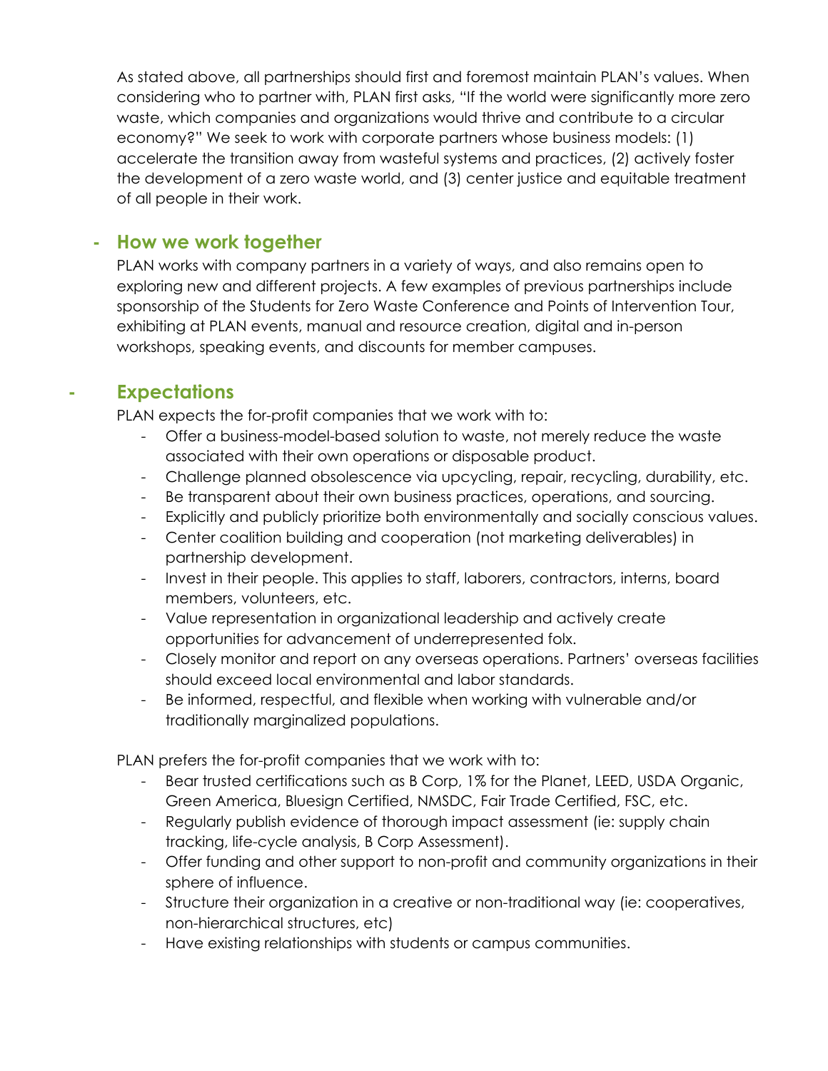As stated above, all partnerships should first and foremost maintain PLAN's values. When considering who to partner with, PLAN first asks, "If the world were significantly more zero waste, which companies and organizations would thrive and contribute to a circular economy?" We seek to work with corporate partners whose business models: (1) accelerate the transition away from wasteful systems and practices, (2) actively foster the development of a zero waste world, and (3) center justice and equitable treatment of all people in their work.

## How we work together

PLAN works with company partners in a variety of ways, and also remains open to exploring new and different projects. A few examples of previous partnerships include sponsorship of the Students for Zero Waste Conference and Points of Intervention Tour, exhibiting at PLAN events, manual and resource creation, digital and in-person workshops, speaking events, and discounts for member campuses.

## Expectations

PLAN expects the for-profit companies that we work with to:

- Offer a business-model-based solution to waste, not merely reduce the waste associated with their own operations or disposable product.
- Challenge planned obsolescence via upcycling, repair, recycling, durability, etc.
- Be transparent about their own business practices, operations, and sourcing.
- Explicitly and publicly prioritize both environmentally and socially conscious values.
- Center coalition building and cooperation (not marketing deliverables) in partnership development.
- Invest in their people. This applies to staff, laborers, contractors, interns, board members, volunteers, etc.
- Value representation in organizational leadership and actively create opportunities for advancement of underrepresented folx.
- Closely monitor and report on any overseas operations. Partners' overseas facilities should exceed local environmental and labor standards.
- Be informed, respectful, and flexible when working with vulnerable and/or traditionally marginalized populations.

PLAN prefers the for-profit companies that we work with to:

- Bear trusted certifications such as B Corp, 1% for the Planet, LEED, USDA Organic, Green America, Bluesign Certified, NMSDC, Fair Trade Certified, FSC, etc.
- Regularly publish evidence of thorough impact assessment (ie: supply chain tracking, life-cycle analysis, B Corp Assessment).
- Offer funding and other support to non-profit and community organizations in their sphere of influence.
- Structure their organization in a creative or non-traditional way (ie: cooperatives, non-hierarchical structures, etc)
- Have existing relationships with students or campus communities.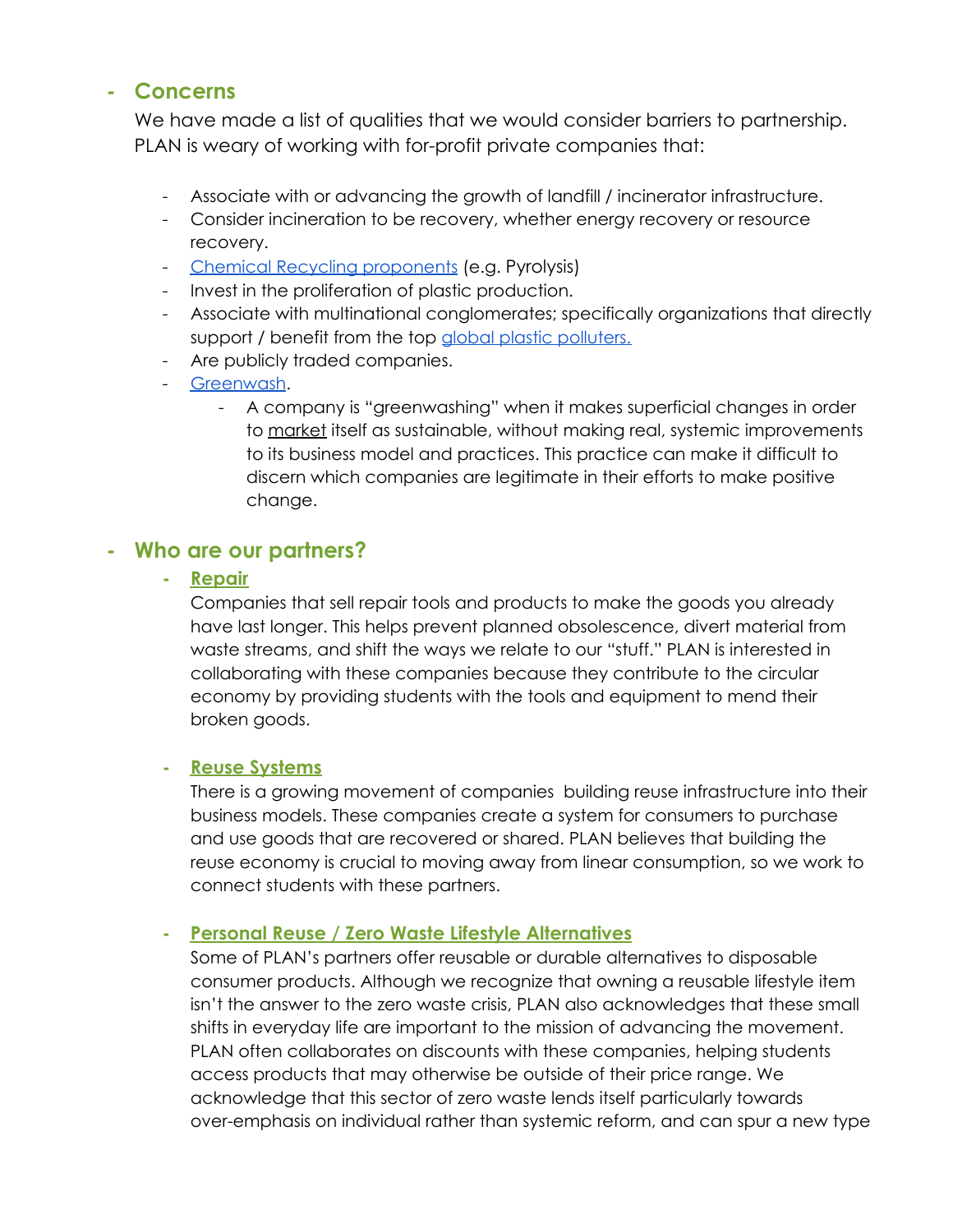## Concerns

We have made a list of qualities that we would consider barriers to partnership. PLAN is weary of working with for-profit private companies that:

- Associate with or advancing the growth of landfill / incinerator infrastructure.
- Consider incineration to be recovery, whether energy recovery or resource recovery.
- Chemical Recycling proponents (e.g. Pyrolysis)
- Invest in the proliferation of plastic production.
- Associate with multinational conglomerates; specifically organizations that directly support / benefit from the top global plastic polluters.
- Are publicly traded companies.
- Greenwash.
  - A company is "greenwashing" when it makes superficial changes in order to market itself as sustainable, without making real, systemic improvements to its business model and practices. This practice can make it difficult to discern which companies are legitimate in their efforts to make positive change.

## Who are our partners?

### Repair

Companies that sell repair tools and products to make the goods you already have last longer. This helps prevent planned obsolescence, divert material from waste streams, and shift the ways we relate to our "stuff." PLAN is interested in collaborating with these companies because they contribute to the circular economy by providing students with the tools and equipment to mend their broken goods.

### Reuse Systems

There is a growing movement of companies building reuse infrastructure into their business models. These companies create a system for consumers to purchase and use goods that are recovered or shared. PLAN believes that building the reuse economy is crucial to moving away from linear consumption, so we work to connect students with these partners.

### Personal Reuse / Zero Waste Lifestyle Alternatives

Some of PLAN's partners offer reusable or durable alternatives to disposable consumer products. Although we recognize that owning a reusable lifestyle item isn't the answer to the zero waste crisis, PLAN also acknowledges that these small shifts in everyday life are important to the mission of advancing the movement. PLAN often collaborates on discounts with these companies, helping students access products that may otherwise be outside of their price range. We acknowledge that this sector of zero waste lends itself particularly towards over-emphasis on individual rather than systemic reform, and can spur a new type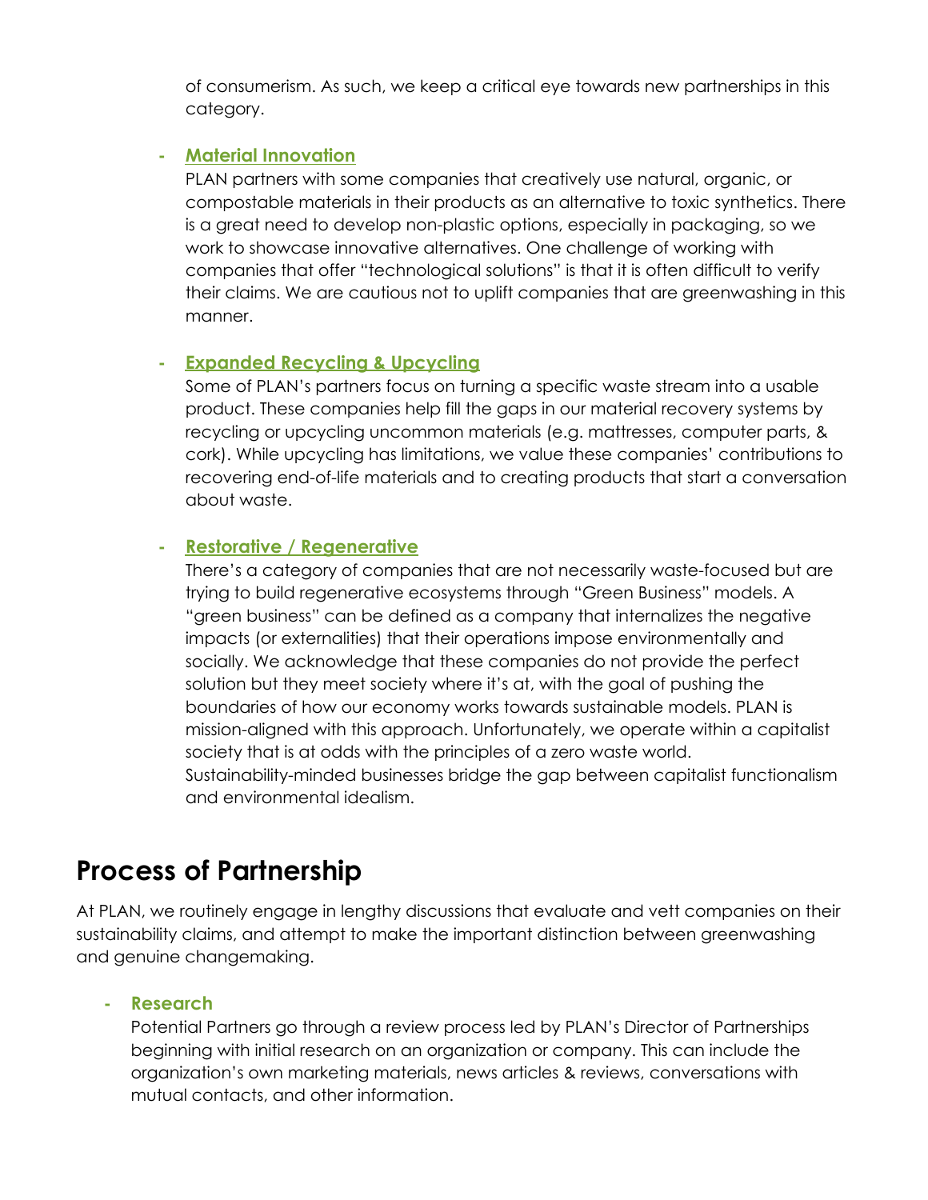of consumerism. As such, we keep a critical eye towards new partnerships in this category.

- **Material Innovation**
  PLAN partners with some companies that creatively use natural, organic, or compostable materials in their products as an alternative to toxic synthetics. There is a great need to develop non-plastic options, especially in packaging, so we work to showcase innovative alternatives. One challenge of working with companies that offer "technological solutions" is that it is often difficult to verify their claims. We are cautious not to uplift companies that are greenwashing in this manner.

- **Expanded Recycling & Upcycling**
  Some of PLAN's partners focus on turning a specific waste stream into a usable product. These companies help fill the gaps in our material recovery systems by recycling or upcycling uncommon materials (e.g. mattresses, computer parts, & cork). While upcycling has limitations, we value these companies' contributions to recovering end-of-life materials and to creating products that start a conversation about waste.

- **Restorative / Regenerative**
  There's a category of companies that are not necessarily waste-focused but are trying to build regenerative ecosystems through "Green Business" models. A "green business" can be defined as a company that internalizes the negative impacts (or externalities) that their operations impose environmentally and socially. We acknowledge that these companies do not provide the perfect solution but they meet society where it's at, with the goal of pushing the boundaries of how our economy works towards sustainable models. PLAN is mission-aligned with this approach. Unfortunately, we operate within a capitalist society that is at odds with the principles of a zero waste world. Sustainability-minded businesses bridge the gap between capitalist functionalism and environmental idealism.

# Process of Partnership

At PLAN, we routinely engage in lengthy discussions that evaluate and vett companies on their sustainability claims, and attempt to make the important distinction between greenwashing and genuine changemaking.

- **Research**
  Potential Partners go through a review process led by PLAN's Director of Partnerships beginning with initial research on an organization or company. This can include the organization's own marketing materials, news articles & reviews, conversations with mutual contacts, and other information.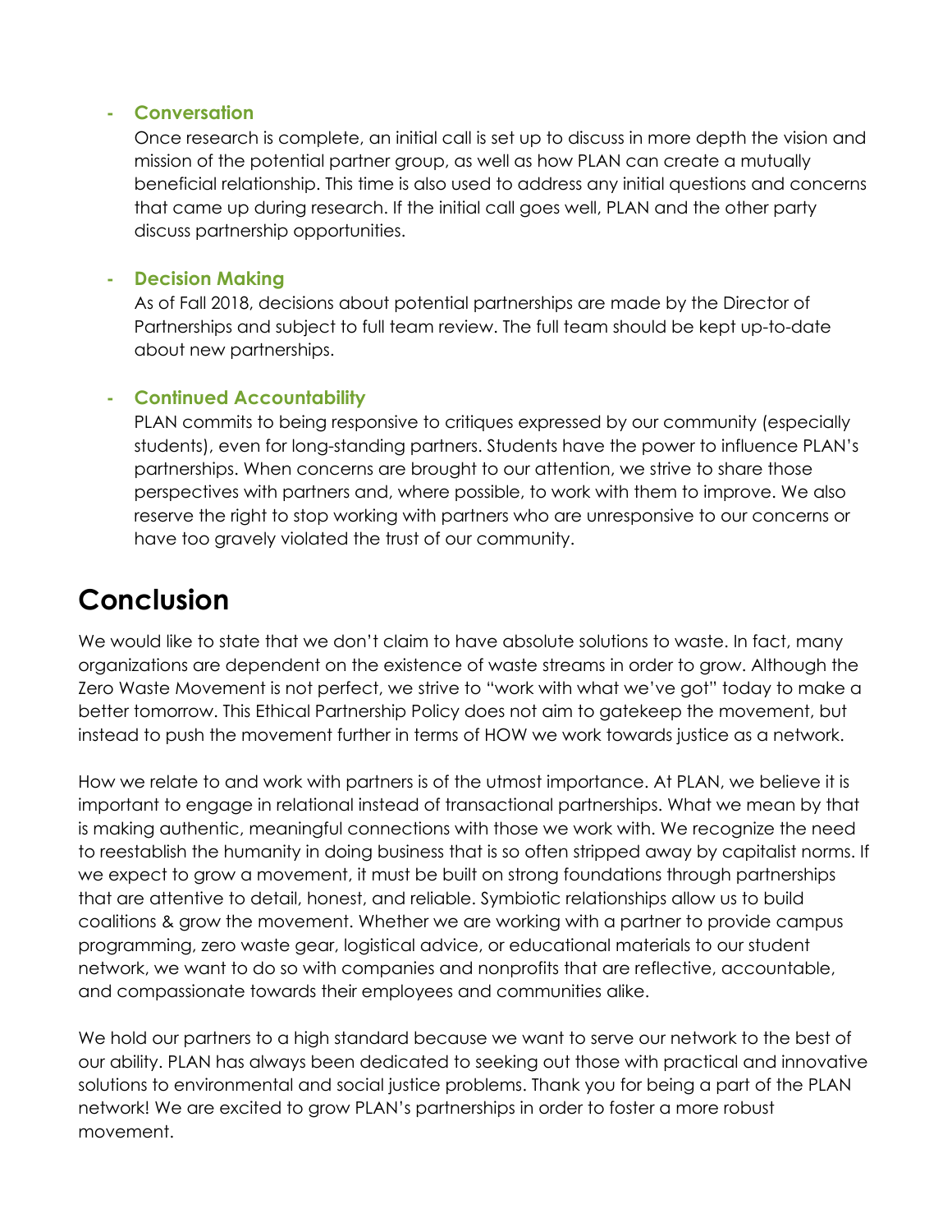- **Conversation**
  Once research is complete, an initial call is set up to discuss in more depth the vision and mission of the potential partner group, as well as how PLAN can create a mutually beneficial relationship. This time is also used to address any initial questions and concerns that came up during research. If the initial call goes well, PLAN and the other party discuss partnership opportunities.

- **Decision Making**
  As of Fall 2018, decisions about potential partnerships are made by the Director of Partnerships and subject to full team review. The full team should be kept up-to-date about new partnerships.

- **Continued Accountability**
  PLAN commits to being responsive to critiques expressed by our community (especially students), even for long-standing partners. Students have the power to influence PLAN's partnerships. When concerns are brought to our attention, we strive to share those perspectives with partners and, where possible, to work with them to improve. We also reserve the right to stop working with partners who are unresponsive to our concerns or have too gravely violated the trust of our community.

# Conclusion

We would like to state that we don't claim to have absolute solutions to waste. In fact, many organizations are dependent on the existence of waste streams in order to grow. Although the Zero Waste Movement is not perfect, we strive to "work with what we've got" today to make a better tomorrow. This Ethical Partnership Policy does not aim to gatekeep the movement, but instead to push the movement further in terms of HOW we work towards justice as a network.

How we relate to and work with partners is of the utmost importance. At PLAN, we believe it is important to engage in relational instead of transactional partnerships. What we mean by that is making authentic, meaningful connections with those we work with. We recognize the need to reestablish the humanity in doing business that is so often stripped away by capitalist norms. If we expect to grow a movement, it must be built on strong foundations through partnerships that are attentive to detail, honest, and reliable. Symbiotic relationships allow us to build coalitions & grow the movement. Whether we are working with a partner to provide campus programming, zero waste gear, logistical advice, or educational materials to our student network, we want to do so with companies and nonprofits that are reflective, accountable, and compassionate towards their employees and communities alike.

We hold our partners to a high standard because we want to serve our network to the best of our ability. PLAN has always been dedicated to seeking out those with practical and innovative solutions to environmental and social justice problems. Thank you for being a part of the PLAN network! We are excited to grow PLAN's partnerships in order to foster a more robust movement.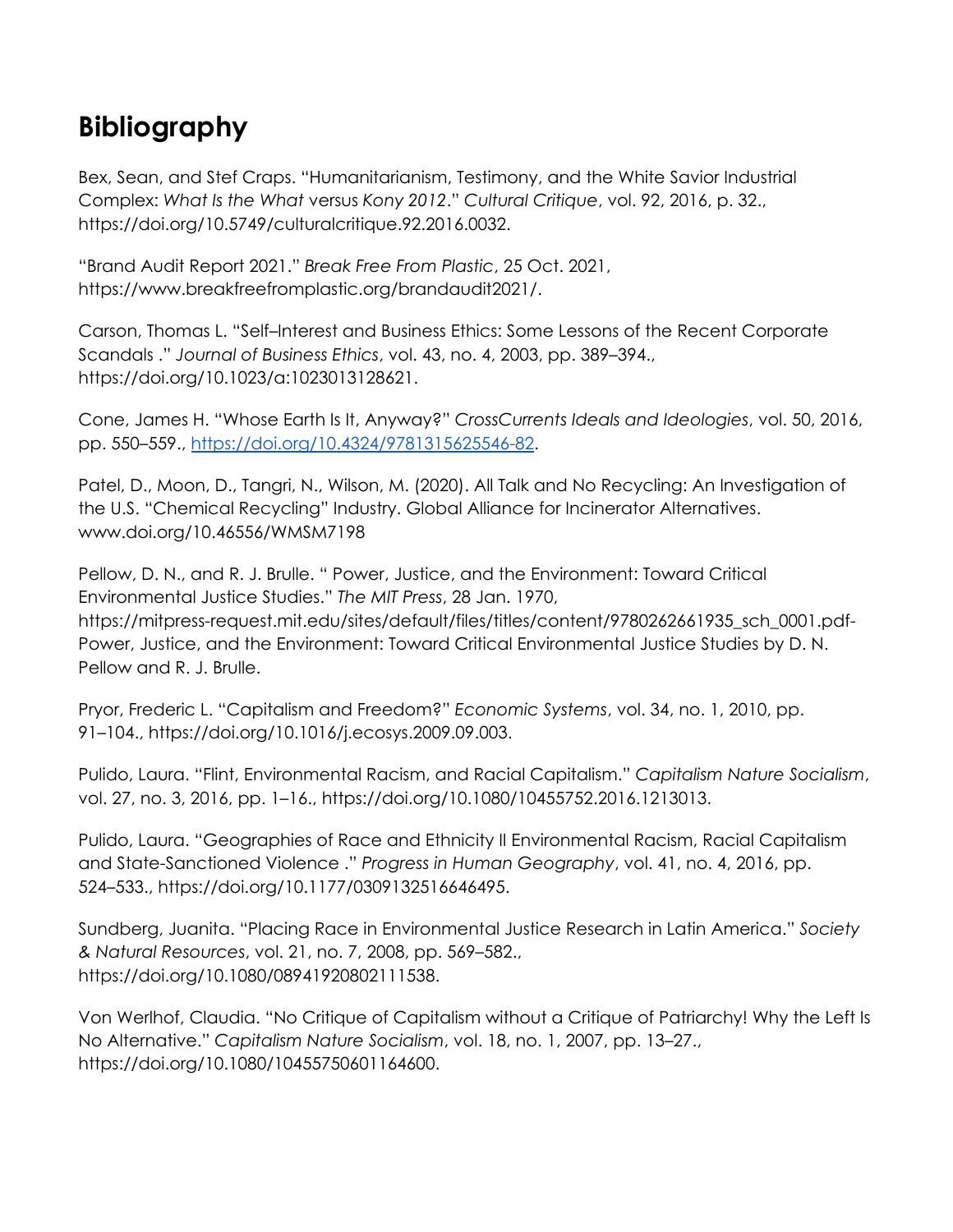# Bibliography

Bex, Sean, and Stef Craps. "Humanitarianism, Testimony, and the White Savior Industrial Complex: *What Is the What* versus *Kony 2012*." *Cultural Critique*, vol. 92, 2016, p. 32., https://doi.org/10.5749/culturalcritique.92.2016.0032.

"Brand Audit Report 2021." *Break Free From Plastic*, 25 Oct. 2021, https://www.breakfreefromplastic.org/brandaudit2021/.

Carson, Thomas L. "Self–Interest and Business Ethics: Some Lessons of the Recent Corporate Scandals ." *Journal of Business Ethics*, vol. 43, no. 4, 2003, pp. 389–394., https://doi.org/10.1023/a:1023013128621.

Cone, James H. "Whose Earth Is It, Anyway?" *CrossCurrents Ideals and Ideologies*, vol. 50, 2016, pp. 550–559., https://doi.org/10.4324/9781315625546-82.

Patel, D., Moon, D., Tangri, N., Wilson, M. (2020). All Talk and No Recycling: An Investigation of the U.S. "Chemical Recycling" Industry. Global Alliance for Incinerator Alternatives. www.doi.org/10.46556/WMSM7198

Pellow, D. N., and R. J. Brulle. " Power, Justice, and the Environment: Toward Critical Environmental Justice Studies." *The MIT Press*, 28 Jan. 1970, https://mitpress-request.mit.edu/sites/default/files/titles/content/9780262661935_sch_0001.pdf- Power, Justice, and the Environment: Toward Critical Environmental Justice Studies by D. N. Pellow and R. J. Brulle.

Pryor, Frederic L. "Capitalism and Freedom?" *Economic Systems*, vol. 34, no. 1, 2010, pp. 91–104., https://doi.org/10.1016/j.ecosys.2009.09.003.

Pulido, Laura. "Flint, Environmental Racism, and Racial Capitalism." *Capitalism Nature Socialism*, vol. 27, no. 3, 2016, pp. 1–16., https://doi.org/10.1080/10455752.2016.1213013.

Pulido, Laura. "Geographies of Race and Ethnicity II Environmental Racism, Racial Capitalism and State-Sanctioned Violence ." *Progress in Human Geography*, vol. 41, no. 4, 2016, pp. 524–533., https://doi.org/10.1177/0309132516646495.

Sundberg, Juanita. "Placing Race in Environmental Justice Research in Latin America." *Society & Natural Resources*, vol. 21, no. 7, 2008, pp. 569–582., https://doi.org/10.1080/08941920802111538.

Von Werlhof, Claudia. "No Critique of Capitalism without a Critique of Patriarchy! Why the Left Is No Alternative." *Capitalism Nature Socialism*, vol. 18, no. 1, 2007, pp. 13–27., https://doi.org/10.1080/10455750601164600.